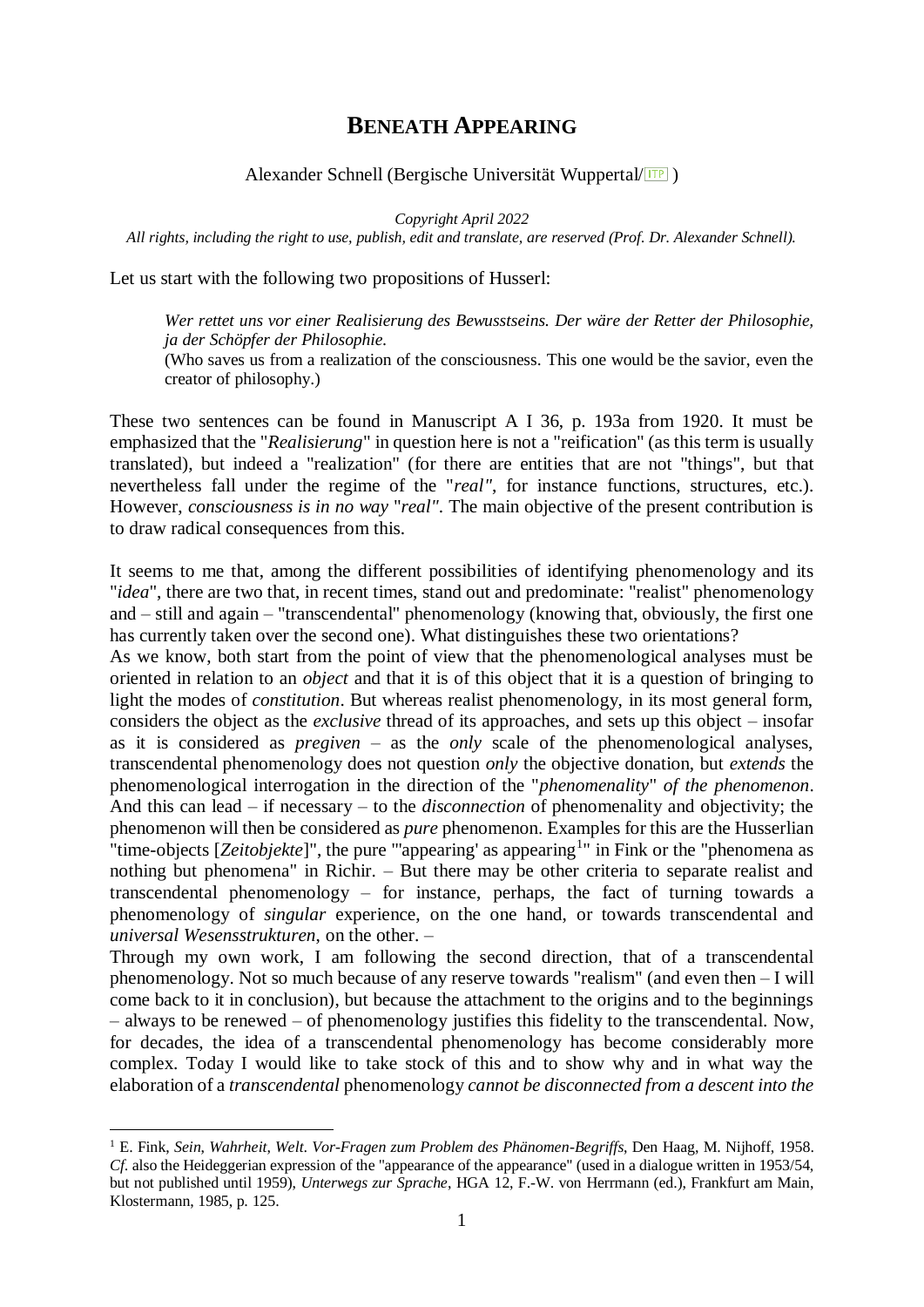# BENEATH APPEARING

Alexander Schnell (Bergische Universität Wuppertal/ITP)

*Copyright April 2022*
*All rights, including the right to use, publish, edit and translate, are reserved (Prof. Dr. Alexander Schnell).*

Let us start with the following two propositions of Husserl:

> *Wer rettet uns vor einer Realisierung des Bewusstseins. Der wäre der Retter der Philosophie, ja der Schöpfer der Philosophie.*
> (Who saves us from a realization of the consciousness. This one would be the savior, even the creator of philosophy.)

These two sentences can be found in Manuscript A I 36, p. 193a from 1920. It must be emphasized that the "*Realisierung*" in question here is not a "reification" (as this term is usually translated), but indeed a "realization" (for there are entities that are not "things", but that nevertheless fall under the regime of the "*real"*, for instance functions, structures, etc.). However, *consciousness is in no way* "*real"*. The main objective of the present contribution is to draw radical consequences from this.

It seems to me that, among the different possibilities of identifying phenomenology and its "*idea*", there are two that, in recent times, stand out and predominate: "realist" phenomenology and – still and again – "transcendental" phenomenology (knowing that, obviously, the first one has currently taken over the second one). What distinguishes these two orientations?
As we know, both start from the point of view that the phenomenological analyses must be oriented in relation to an *object* and that it is of this object that it is a question of bringing to light the modes of *constitution*. But whereas realist phenomenology, in its most general form, considers the object as the *exclusive* thread of its approaches, and sets up this object – insofar as it is considered as *pregiven* – as the *only* scale of the phenomenological analyses, transcendental phenomenology does not question *only* the objective donation, but *extends* the phenomenological interrogation in the direction of the "*phenomenality*" *of the phenomenon*. And this can lead – if necessary – to the *disconnection* of phenomenality and objectivity; the phenomenon will then be considered as *pure* phenomenon. Examples for this are the Husserlian "time-objects [*Zeitobjekte*]", the pure "'appearing' as appearing[1]" in Fink or the "phenomena as nothing but phenomena" in Richir. – But there may be other criteria to separate realist and transcendental phenomenology – for instance, perhaps, the fact of turning towards a phenomenology of *singular* experience, on the one hand, or towards transcendental and *universal Wesensstrukturen*, on the other. –
Through my own work, I am following the second direction, that of a transcendental phenomenology. Not so much because of any reserve towards "realism" (and even then – I will come back to it in conclusion), but because the attachment to the origins and to the beginnings – always to be renewed – of phenomenology justifies this fidelity to the transcendental. Now, for decades, the idea of a transcendental phenomenology has become considerably more complex. Today I would like to take stock of this and to show why and in what way the elaboration of a *transcendental* phenomenology *cannot be disconnected from a descent into the*

---

[1] E. Fink, *Sein, Wahrheit, Welt. Vor-Fragen zum Problem des Phänomen-Begriffs*, Den Haag, M. Nijhoff, 1958. *Cf.* also the Heideggerian expression of the "appearance of the appearance" (used in a dialogue written in 1953/54, but not published until 1959), *Unterwegs zur Sprache*, HGA 12, F.-W. von Herrmann (ed.), Frankfurt am Main, Klostermann, 1985, p. 125.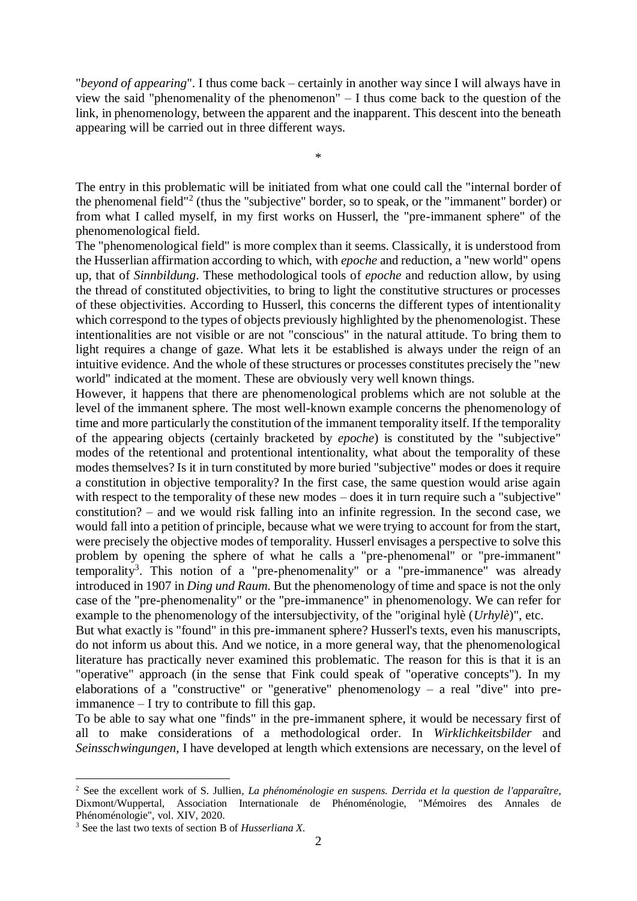"*beyond of appearing*". I thus come back – certainly in another way since I will always have in view the said "phenomenality of the phenomenon" – I thus come back to the question of the link, in phenomenology, between the apparent and the inapparent. This descent into the beneath appearing will be carried out in three different ways.

*

The entry in this problematic will be initiated from what one could call the "internal border of the phenomenal field"[2] (thus the "subjective" border, so to speak, or the "immanent" border) or from what I called myself, in my first works on Husserl, the "pre-immanent sphere" of the phenomenological field.

The "phenomenological field" is more complex than it seems. Classically, it is understood from the Husserlian affirmation according to which, with *epoche* and reduction, a "new world" opens up, that of *Sinnbildung*. These methodological tools of *epoche* and reduction allow, by using the thread of constituted objectivities, to bring to light the constitutive structures or processes of these objectivities. According to Husserl, this concerns the different types of intentionality which correspond to the types of objects previously highlighted by the phenomenologist. These intentionalities are not visible or are not "conscious" in the natural attitude. To bring them to light requires a change of gaze. What lets it be established is always under the reign of an intuitive evidence. And the whole of these structures or processes constitutes precisely the "new world" indicated at the moment. These are obviously very well known things.

However, it happens that there are phenomenological problems which are not soluble at the level of the immanent sphere. The most well-known example concerns the phenomenology of time and more particularly the constitution of the immanent temporality itself. If the temporality of the appearing objects (certainly bracketed by *epoche*) is constituted by the "subjective" modes of the retentional and protentional intentionality, what about the temporality of these modes themselves? Is it in turn constituted by more buried "subjective" modes or does it require a constitution in objective temporality? In the first case, the same question would arise again with respect to the temporality of these new modes – does it in turn require such a "subjective" constitution? – and we would risk falling into an infinite regression. In the second case, we would fall into a petition of principle, because what we were trying to account for from the start, were precisely the objective modes of temporality. Husserl envisages a perspective to solve this problem by opening the sphere of what he calls a "pre-phenomenal" or "pre-immanent" temporality[3]. This notion of a "pre-phenomenality" or a "pre-immanence" was already introduced in 1907 in *Ding und Raum*. But the phenomenology of time and space is not the only case of the "pre-phenomenality" or the "pre-immanence" in phenomenology. We can refer for example to the phenomenology of the intersubjectivity, of the "original hylè (*Urhylè*)", etc.

But what exactly is "found" in this pre-immanent sphere? Husserl's texts, even his manuscripts, do not inform us about this. And we notice, in a more general way, that the phenomenological literature has practically never examined this problematic. The reason for this is that it is an "operative" approach (in the sense that Fink could speak of "operative concepts"). In my elaborations of a "constructive" or "generative" phenomenology – a real "dive" into pre-immanence – I try to contribute to fill this gap.

To be able to say what one "finds" in the pre-immanent sphere, it would be necessary first of all to make considerations of a methodological order. In *Wirklichkeitsbilder* and *Seinsschwingungen*, I have developed at length which extensions are necessary, on the level of

---

[2] See the excellent work of S. Jullien, *La phénoménologie en suspens. Derrida et la question de l'apparaître*, Dixmont/Wuppertal, Association Internationale de Phénoménologie, "Mémoires des Annales de Phénoménologie", vol. XIV, 2020.

[3] See the last two texts of section B of *Husserliana X*.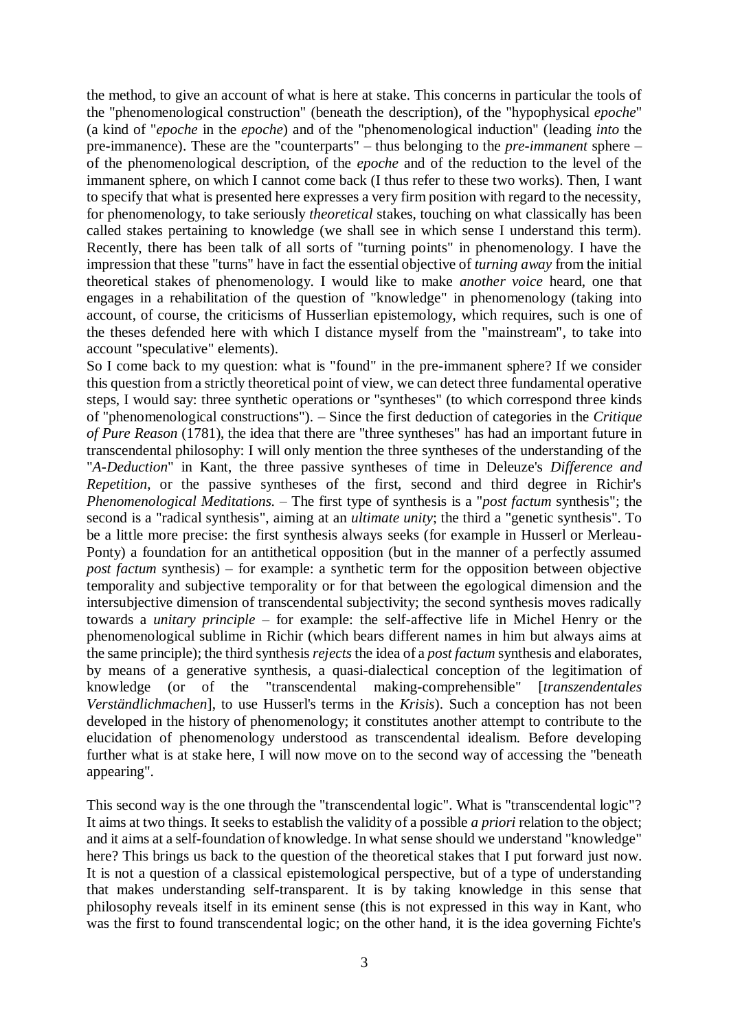the method, to give an account of what is here at stake. This concerns in particular the tools of the "phenomenological construction" (beneath the description), of the "hypophysical *epoche*" (a kind of "*epoche* in the *epoche*) and of the "phenomenological induction" (leading *into* the pre-immanence). These are the "counterparts" – thus belonging to the *pre-immanent* sphere – of the phenomenological description, of the *epoche* and of the reduction to the level of the immanent sphere, on which I cannot come back (I thus refer to these two works). Then, I want to specify that what is presented here expresses a very firm position with regard to the necessity, for phenomenology, to take seriously *theoretical* stakes, touching on what classically has been called stakes pertaining to knowledge (we shall see in which sense I understand this term). Recently, there has been talk of all sorts of "turning points" in phenomenology. I have the impression that these "turns" have in fact the essential objective of *turning away* from the initial theoretical stakes of phenomenology. I would like to make *another voice* heard, one that engages in a rehabilitation of the question of "knowledge" in phenomenology (taking into account, of course, the criticisms of Husserlian epistemology, which requires, such is one of the theses defended here with which I distance myself from the "mainstream", to take into account "speculative" elements).

So I come back to my question: what is "found" in the pre-immanent sphere? If we consider this question from a strictly theoretical point of view, we can detect three fundamental operative steps, I would say: three synthetic operations or "syntheses" (to which correspond three kinds of "phenomenological constructions"). – Since the first deduction of categories in the *Critique of Pure Reason* (1781), the idea that there are "three syntheses" has had an important future in transcendental philosophy: I will only mention the three syntheses of the understanding of the "*A-Deduction*" in Kant, the three passive syntheses of time in Deleuze's *Difference and Repetition*, or the passive syntheses of the first, second and third degree in Richir's *Phenomenological Meditations*. – The first type of synthesis is a "*post factum* synthesis"; the second is a "radical synthesis", aiming at an *ultimate unity*; the third a "genetic synthesis". To be a little more precise: the first synthesis always seeks (for example in Husserl or Merleau-Ponty) a foundation for an antithetical opposition (but in the manner of a perfectly assumed *post factum* synthesis) – for example: a synthetic term for the opposition between objective temporality and subjective temporality or for that between the egological dimension and the intersubjective dimension of transcendental subjectivity; the second synthesis moves radically towards a *unitary principle* – for example: the self-affective life in Michel Henry or the phenomenological sublime in Richir (which bears different names in him but always aims at the same principle); the third synthesis *rejects* the idea of a *post factum* synthesis and elaborates, by means of a generative synthesis, a quasi-dialectical conception of the legitimation of knowledge (or of the "transcendental making-comprehensible" [*transzendentales Verständlichmachen*], to use Husserl's terms in the *Krisis*). Such a conception has not been developed in the history of phenomenology; it constitutes another attempt to contribute to the elucidation of phenomenology understood as transcendental idealism. Before developing further what is at stake here, I will now move on to the second way of accessing the "beneath appearing".

This second way is the one through the "transcendental logic". What is "transcendental logic"? It aims at two things. It seeks to establish the validity of a possible *a priori* relation to the object; and it aims at a self-foundation of knowledge. In what sense should we understand "knowledge" here? This brings us back to the question of the theoretical stakes that I put forward just now. It is not a question of a classical epistemological perspective, but of a type of understanding that makes understanding self-transparent. It is by taking knowledge in this sense that philosophy reveals itself in its eminent sense (this is not expressed in this way in Kant, who was the first to found transcendental logic; on the other hand, it is the idea governing Fichte's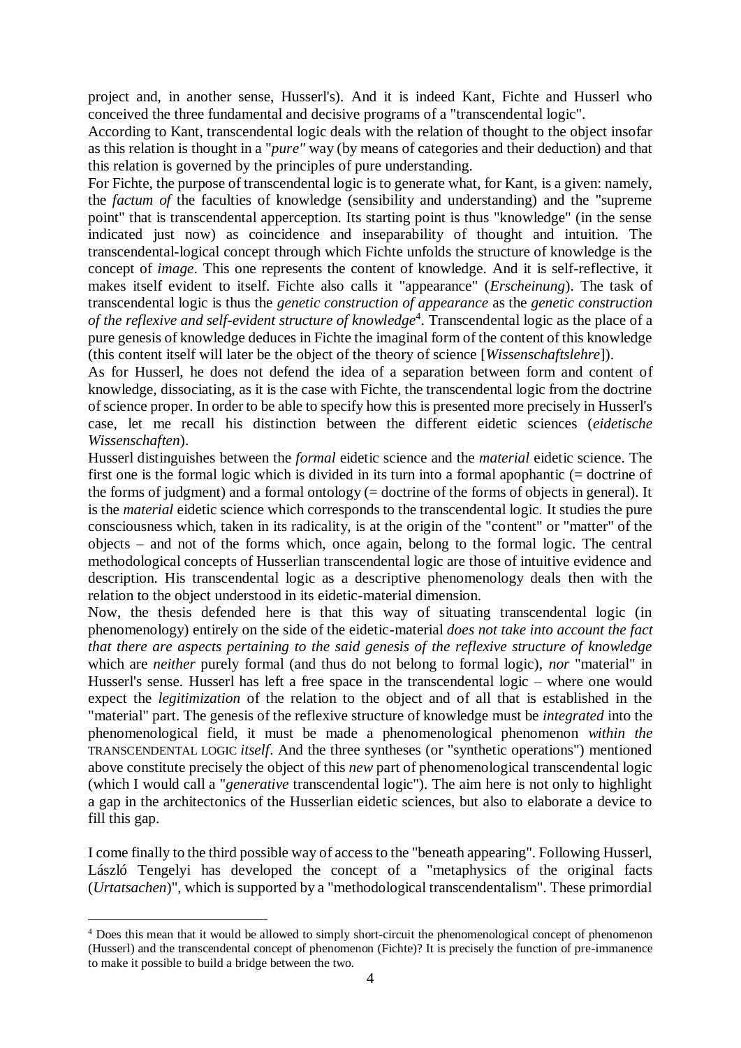project and, in another sense, Husserl's). And it is indeed Kant, Fichte and Husserl who conceived the three fundamental and decisive programs of a "transcendental logic".

According to Kant, transcendental logic deals with the relation of thought to the object insofar as this relation is thought in a "*pure"* way (by means of categories and their deduction) and that this relation is governed by the principles of pure understanding.

For Fichte, the purpose of transcendental logic is to generate what, for Kant, is a given: namely, the *factum of* the faculties of knowledge (sensibility and understanding) and the "supreme point" that is transcendental apperception. Its starting point is thus "knowledge" (in the sense indicated just now) as coincidence and inseparability of thought and intuition. The transcendental-logical concept through which Fichte unfolds the structure of knowledge is the concept of *image*. This one represents the content of knowledge. And it is self-reflective, it makes itself evident to itself. Fichte also calls it "appearance" (*Erscheinung*). The task of transcendental logic is thus the *genetic construction of appearance* as the *genetic construction of the reflexive and self-evident structure of knowledge*[4]. Transcendental logic as the place of a pure genesis of knowledge deduces in Fichte the imaginal form of the content of this knowledge (this content itself will later be the object of the theory of science [*Wissenschaftslehre*]).

As for Husserl, he does not defend the idea of a separation between form and content of knowledge, dissociating, as it is the case with Fichte, the transcendental logic from the doctrine of science proper. In order to be able to specify how this is presented more precisely in Husserl's case, let me recall his distinction between the different eidetic sciences (*eidetische Wissenschaften*).

Husserl distinguishes between the *formal* eidetic science and the *material* eidetic science. The first one is the formal logic which is divided in its turn into a formal apophantic (= doctrine of the forms of judgment) and a formal ontology (= doctrine of the forms of objects in general). It is the *material* eidetic science which corresponds to the transcendental logic. It studies the pure consciousness which, taken in its radicality, is at the origin of the "content" or "matter" of the objects – and not of the forms which, once again, belong to the formal logic. The central methodological concepts of Husserlian transcendental logic are those of intuitive evidence and description. His transcendental logic as a descriptive phenomenology deals then with the relation to the object understood in its eidetic-material dimension.

Now, the thesis defended here is that this way of situating transcendental logic (in phenomenology) entirely on the side of the eidetic-material *does not take into account the fact that there are aspects pertaining to the said genesis of the reflexive structure of knowledge* which are *neither* purely formal (and thus do not belong to formal logic), *nor* "material" in Husserl's sense. Husserl has left a free space in the transcendental logic – where one would expect the *legitimization* of the relation to the object and of all that is established in the "material" part. The genesis of the reflexive structure of knowledge must be *integrated* into the phenomenological field, it must be made a phenomenological phenomenon *within the* TRANSCENDENTAL LOGIC *itself*. And the three syntheses (or "synthetic operations") mentioned above constitute precisely the object of this *new* part of phenomenological transcendental logic (which I would call a "*generative* transcendental logic"). The aim here is not only to highlight a gap in the architectonics of the Husserlian eidetic sciences, but also to elaborate a device to fill this gap.

I come finally to the third possible way of access to the "beneath appearing". Following Husserl, László Tengelyi has developed the concept of a "metaphysics of the original facts (*Urtatsachen*)", which is supported by a "methodological transcendentalism". These primordial

[4] Does this mean that it would be allowed to simply short-circuit the phenomenological concept of phenomenon (Husserl) and the transcendental concept of phenomenon (Fichte)? It is precisely the function of pre-immanence to make it possible to build a bridge between the two.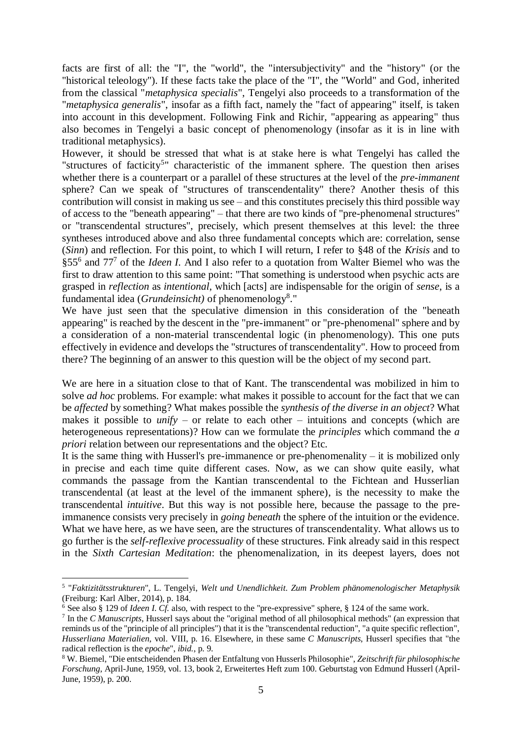facts are first of all: the "I", the "world", the "intersubjectivity" and the "history" (or the "historical teleology"). If these facts take the place of the "I", the "World" and God, inherited from the classical "*metaphysica specialis*", Tengelyi also proceeds to a transformation of the "*metaphysica generalis*", insofar as a fifth fact, namely the "fact of appearing" itself, is taken into account in this development. Following Fink and Richir, "appearing as appearing" thus also becomes in Tengelyi a basic concept of phenomenology (insofar as it is in line with traditional metaphysics).

However, it should be stressed that what is at stake here is what Tengelyi has called the "structures of facticity[5]" characteristic of the immanent sphere. The question then arises whether there is a counterpart or a parallel of these structures at the level of the *pre-immanent* sphere? Can we speak of "structures of transcendentality" there? Another thesis of this contribution will consist in making us see – and this constitutes precisely this third possible way of access to the "beneath appearing" – that there are two kinds of "pre-phenomenal structures" or "transcendental structures", precisely, which present themselves at this level: the three syntheses introduced above and also three fundamental concepts which are: correlation, sense (*Sinn*) and reflection. For this point, to which I will return, I refer to §48 of the *Krisis* and to §55[6] and 77[7] of the *Ideen I*. And I also refer to a quotation from Walter Biemel who was the first to draw attention to this same point: "That something is understood when psychic acts are grasped in *reflection* as *intentional*, which [acts] are indispensable for the origin of *sense*, is a fundamental idea (*Grundeinsicht)* of phenomenology[8]."

We have just seen that the speculative dimension in this consideration of the "beneath appearing" is reached by the descent in the "pre-immanent" or "pre-phenomenal" sphere and by a consideration of a non-material transcendental logic (in phenomenology). This one puts effectively in evidence and develops the "structures of transcendentality". How to proceed from there? The beginning of an answer to this question will be the object of my second part.

We are here in a situation close to that of Kant. The transcendental was mobilized in him to solve *ad hoc* problems. For example: what makes it possible to account for the fact that we can be *affected* by something? What makes possible the *synthesis of the diverse in an object*? What makes it possible to *unify* – or relate to each other – intuitions and concepts (which are heterogeneous representations)? How can we formulate the *principles* which command the *a priori* relation between our representations and the object? Etc.

It is the same thing with Husserl's pre-immanence or pre-phenomenality – it is mobilized only in precise and each time quite different cases. Now, as we can show quite easily, what commands the passage from the Kantian transcendental to the Fichtean and Husserlian transcendental (at least at the level of the immanent sphere), is the necessity to make the transcendental *intuitive*. But this way is not possible here, because the passage to the pre-immanence consists very precisely in *going beneath* the sphere of the intuition or the evidence. What we have here, as we have seen, are the structures of transcendentality. What allows us to go further is the *self-reflexive processuality* of these structures. Fink already said in this respect in the *Sixth Cartesian Meditation*: the phenomenalization, in its deepest layers, does not

---

[5] "*Faktizitätsstrukturen*", L. Tengelyi, *Welt und Unendlichkeit. Zum Problem phänomenologischer Metaphysik* (Freiburg: Karl Alber, 2014), p. 184.

[6] See also § 129 of *Ideen I*. *Cf.* also, with respect to the "pre-expressive" sphere, § 124 of the same work.

[7] In the *C Manuscripts*, Husserl says about the "original method of all philosophical methods" (an expression that reminds us of the "principle of all principles") that it is the "transcendental reduction", "a quite specific reflection", *Husserliana Materialien*, vol. VIII, p. 16. Elsewhere, in these same *C Manuscripts*, Husserl specifies that "the radical reflection is the *epoche*", *ibid.*, p. 9.

[8] W. Biemel, "Die entscheidenden Phasen der Entfaltung von Husserls Philosophie", *Zeitschrift für philosophische Forschung*, April-June, 1959, vol. 13, book 2, Erweitertes Heft zum 100. Geburtstag von Edmund Husserl (April-June, 1959), p. 200.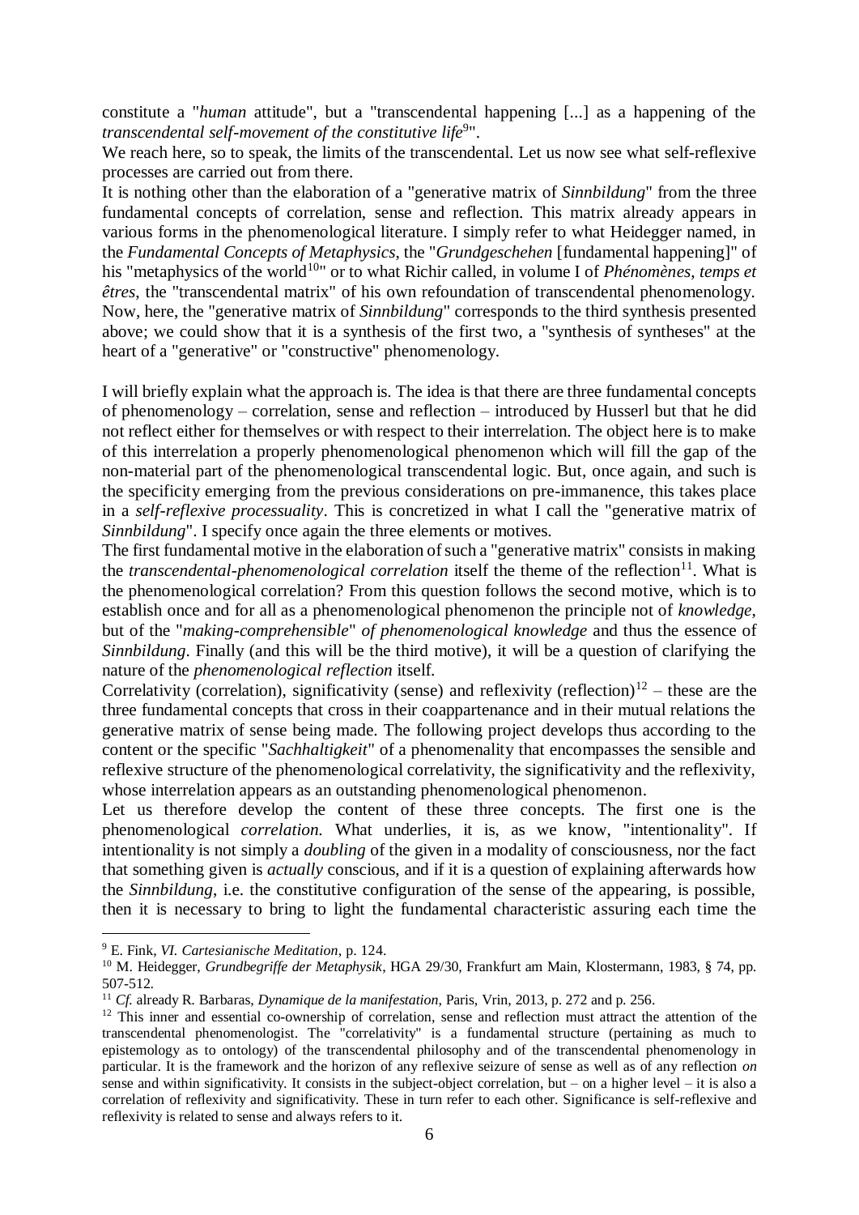constitute a "*human* attitude", but a "transcendental happening [...] as a happening of the *transcendental self-movement of the constitutive life*[9]".

We reach here, so to speak, the limits of the transcendental. Let us now see what self-reflexive processes are carried out from there.

It is nothing other than the elaboration of a "generative matrix of *Sinnbildung*" from the three fundamental concepts of correlation, sense and reflection. This matrix already appears in various forms in the phenomenological literature. I simply refer to what Heidegger named, in the *Fundamental Concepts of Metaphysics*, the "*Grundgeschehen* [fundamental happening]" of his "metaphysics of the world[10]" or to what Richir called, in volume I of *Phénomènes, temps et êtres*, the "transcendental matrix" of his own refoundation of transcendental phenomenology. Now, here, the "generative matrix of *Sinnbildung*" corresponds to the third synthesis presented above; we could show that it is a synthesis of the first two, a "synthesis of syntheses" at the heart of a "generative" or "constructive" phenomenology.

I will briefly explain what the approach is. The idea is that there are three fundamental concepts of phenomenology – correlation, sense and reflection – introduced by Husserl but that he did not reflect either for themselves or with respect to their interrelation. The object here is to make of this interrelation a properly phenomenological phenomenon which will fill the gap of the non-material part of the phenomenological transcendental logic. But, once again, and such is the specificity emerging from the previous considerations on pre-immanence, this takes place in a *self-reflexive processuality*. This is concretized in what I call the "generative matrix of *Sinnbildung*". I specify once again the three elements or motives.

The first fundamental motive in the elaboration of such a "generative matrix" consists in making the *transcendental-phenomenological correlation* itself the theme of the reflection[11]. What is the phenomenological correlation? From this question follows the second motive, which is to establish once and for all as a phenomenological phenomenon the principle not of *knowledge*, but of the "*making-comprehensible*" *of phenomenological knowledge* and thus the essence of *Sinnbildung*. Finally (and this will be the third motive), it will be a question of clarifying the nature of the *phenomenological reflection* itself.

Correlativity (correlation), significativity (sense) and reflexivity (reflection)[12] – these are the three fundamental concepts that cross in their coappartenance and in their mutual relations the generative matrix of sense being made. The following project develops thus according to the content or the specific "*Sachhaltigkeit*" of a phenomenality that encompasses the sensible and reflexive structure of the phenomenological correlativity, the significativity and the reflexivity, whose interrelation appears as an outstanding phenomenological phenomenon.

Let us therefore develop the content of these three concepts. The first one is the phenomenological *correlation*. What underlies, it is, as we know, "intentionality". If intentionality is not simply a *doubling* of the given in a modality of consciousness, nor the fact that something given is *actually* conscious, and if it is a question of explaining afterwards how the *Sinnbildung*, i.e. the constitutive configuration of the sense of the appearing, is possible, then it is necessary to bring to light the fundamental characteristic assuring each time the

---

[9] E. Fink, *VI. Cartesianische Meditation*, p. 124.

[10] M. Heidegger, *Grundbegriffe der Metaphysik*, HGA 29/30, Frankfurt am Main, Klostermann, 1983, § 74, pp. 507-512.

[11] *Cf.* already R. Barbaras, *Dynamique de la manifestation*, Paris, Vrin, 2013, p. 272 and p. 256.

[12] This inner and essential co-ownership of correlation, sense and reflection must attract the attention of the transcendental phenomenologist. The "correlativity" is a fundamental structure (pertaining as much to epistemology as to ontology) of the transcendental philosophy and of the transcendental phenomenology in particular. It is the framework and the horizon of any reflexive seizure of sense as well as of any reflection *on* sense and within significativity. It consists in the subject-object correlation, but – on a higher level – it is also a correlation of reflexivity and significativity. These in turn refer to each other. Significance is self-reflexive and reflexivity is related to sense and always refers to it.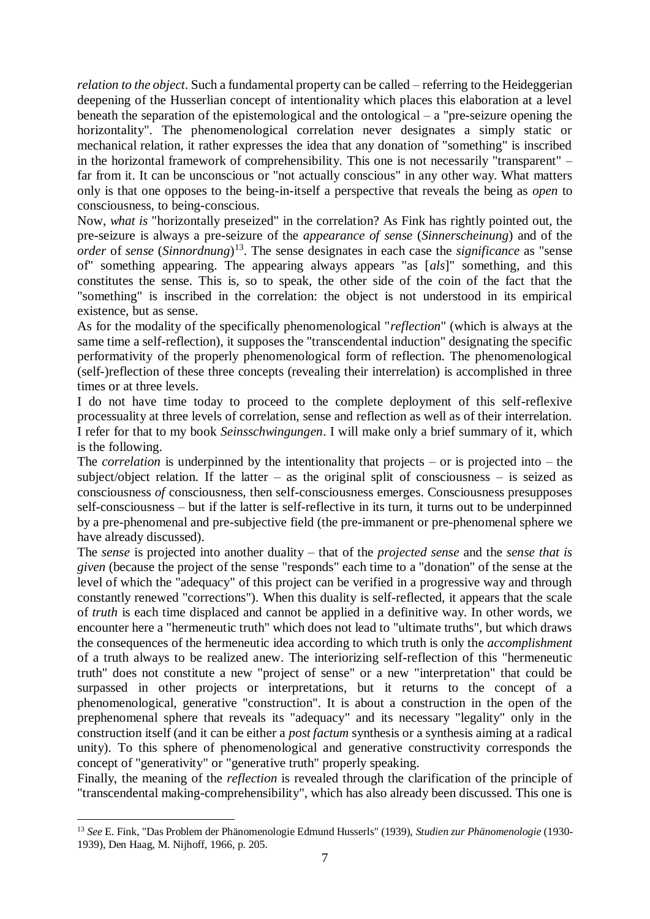*relation to the object*. Such a fundamental property can be called – referring to the Heideggerian deepening of the Husserlian concept of intentionality which places this elaboration at a level beneath the separation of the epistemological and the ontological – a "pre-seizure opening the horizontality". The phenomenological correlation never designates a simply static or mechanical relation, it rather expresses the idea that any donation of "something" is inscribed in the horizontal framework of comprehensibility. This one is not necessarily "transparent" – far from it. It can be unconscious or "not actually conscious" in any other way. What matters only is that one opposes to the being-in-itself a perspective that reveals the being as *open* to consciousness, to being-conscious.

Now, *what is* "horizontally preseized" in the correlation? As Fink has rightly pointed out, the pre-seizure is always a pre-seizure of the *appearance of sense* (*Sinnerscheinung*) and of the *order* of *sense* (*Sinnordnung*)[13]. The sense designates in each case the *significance* as "sense of" something appearing. The appearing always appears "as [*als*]" something, and this constitutes the sense. This is, so to speak, the other side of the coin of the fact that the "something" is inscribed in the correlation: the object is not understood in its empirical existence, but as sense.

As for the modality of the specifically phenomenological "*reflection*" (which is always at the same time a self-reflection), it supposes the "transcendental induction" designating the specific performativity of the properly phenomenological form of reflection. The phenomenological (self-)reflection of these three concepts (revealing their interrelation) is accomplished in three times or at three levels.

I do not have time today to proceed to the complete deployment of this self-reflexive processuality at three levels of correlation, sense and reflection as well as of their interrelation. I refer for that to my book *Seinsschwingungen*. I will make only a brief summary of it, which is the following.

The *correlation* is underpinned by the intentionality that projects – or is projected into – the subject/object relation. If the latter – as the original split of consciousness – is seized as consciousness *of* consciousness, then self-consciousness emerges. Consciousness presupposes self-consciousness – but if the latter is self-reflective in its turn, it turns out to be underpinned by a pre-phenomenal and pre-subjective field (the pre-immanent or pre-phenomenal sphere we have already discussed).

The *sense* is projected into another duality – that of the *projected sense* and the *sense that is given* (because the project of the sense "responds" each time to a "donation" of the sense at the level of which the "adequacy" of this project can be verified in a progressive way and through constantly renewed "corrections"). When this duality is self-reflected, it appears that the scale of *truth* is each time displaced and cannot be applied in a definitive way. In other words, we encounter here a "hermeneutic truth" which does not lead to "ultimate truths", but which draws the consequences of the hermeneutic idea according to which truth is only the *accomplishment* of a truth always to be realized anew. The interiorizing self-reflection of this "hermeneutic truth" does not constitute a new "project of sense" or a new "interpretation" that could be surpassed in other projects or interpretations, but it returns to the concept of a phenomenological, generative "construction". It is about a construction in the open of the prephenomenal sphere that reveals its "adequacy" and its necessary "legality" only in the construction itself (and it can be either a *post factum* synthesis or a synthesis aiming at a radical unity). To this sphere of phenomenological and generative constructivity corresponds the concept of "generativity" or "generative truth" properly speaking.

Finally, the meaning of the *reflection* is revealed through the clarification of the principle of "transcendental making-comprehensibility", which has also already been discussed. This one is

[13] *See* E. Fink, "Das Problem der Phänomenologie Edmund Husserls" (1939), *Studien zur Phänomenologie* (1930-1939), Den Haag, M. Nijhoff, 1966, p. 205.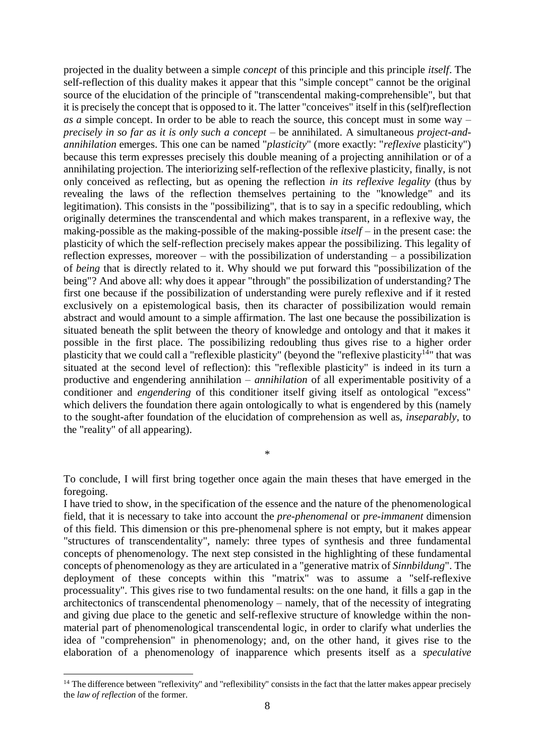projected in the duality between a simple *concept* of this principle and this principle *itself*. The self-reflection of this duality makes it appear that this "simple concept" cannot be the original source of the elucidation of the principle of "transcendental making-comprehensible", but that it is precisely the concept that is opposed to it. The latter "conceives" itself in this (self)reflection *as a* simple concept. In order to be able to reach the source, this concept must in some way – *precisely in so far as it is only such a concept* – be annihilated. A simultaneous *project-and-annihilation* emerges. This one can be named "*plasticity*" (more exactly: "*reflexive* plasticity") because this term expresses precisely this double meaning of a projecting annihilation or of a annihilating projection. The interiorizing self-reflection of the reflexive plasticity, finally, is not only conceived as reflecting, but as opening the reflection *in its reflexive legality* (thus by revealing the laws of the reflection themselves pertaining to the "knowledge" and its legitimation). This consists in the "possibilizing", that is to say in a specific redoubling, which originally determines the transcendental and which makes transparent, in a reflexive way, the making-possible as the making-possible of the making-possible *itself* – in the present case: the plasticity of which the self-reflection precisely makes appear the possibilizing. This legality of reflection expresses, moreover – with the possibilization of understanding – a possibilization of *being* that is directly related to it. Why should we put forward this "possibilization of the being"? And above all: why does it appear "through" the possibilization of understanding? The first one because if the possibilization of understanding were purely reflexive and if it rested exclusively on a epistemological basis, then its character of possibilization would remain abstract and would amount to a simple affirmation. The last one because the possibilization is situated beneath the split between the theory of knowledge and ontology and that it makes it possible in the first place. The possibilizing redoubling thus gives rise to a higher order plasticity that we could call a "reflexible plasticity" (beyond the "reflexive plasticity[14]" that was situated at the second level of reflection): this "reflexible plasticity" is indeed in its turn a productive and engendering annihilation – *annihilation* of all experimentable positivity of a conditioner and *engendering* of this conditioner itself giving itself as ontological "excess" which delivers the foundation there again ontologically to what is engendered by this (namely to the sought-after foundation of the elucidation of comprehension as well as, *inseparably*, to the "reality" of all appearing).

*

To conclude, I will first bring together once again the main theses that have emerged in the foregoing.

I have tried to show, in the specification of the essence and the nature of the phenomenological field, that it is necessary to take into account the *pre-phenomenal* or *pre-immanent* dimension of this field. This dimension or this pre-phenomenal sphere is not empty, but it makes appear "structures of transcendentality", namely: three types of synthesis and three fundamental concepts of phenomenology. The next step consisted in the highlighting of these fundamental concepts of phenomenology as they are articulated in a "generative matrix of *Sinnbildung*". The deployment of these concepts within this "matrix" was to assume a "self-reflexive processuality". This gives rise to two fundamental results: on the one hand, it fills a gap in the architectonics of transcendental phenomenology – namely, that of the necessity of integrating and giving due place to the genetic and self-reflexive structure of knowledge within the non-material part of phenomenological transcendental logic, in order to clarify what underlies the idea of "comprehension" in phenomenology; and, on the other hand, it gives rise to the elaboration of a phenomenology of inapparence which presents itself as a *speculative*

[14] The difference between "reflexivity" and "reflexibility" consists in the fact that the latter makes appear precisely the *law of reflection* of the former.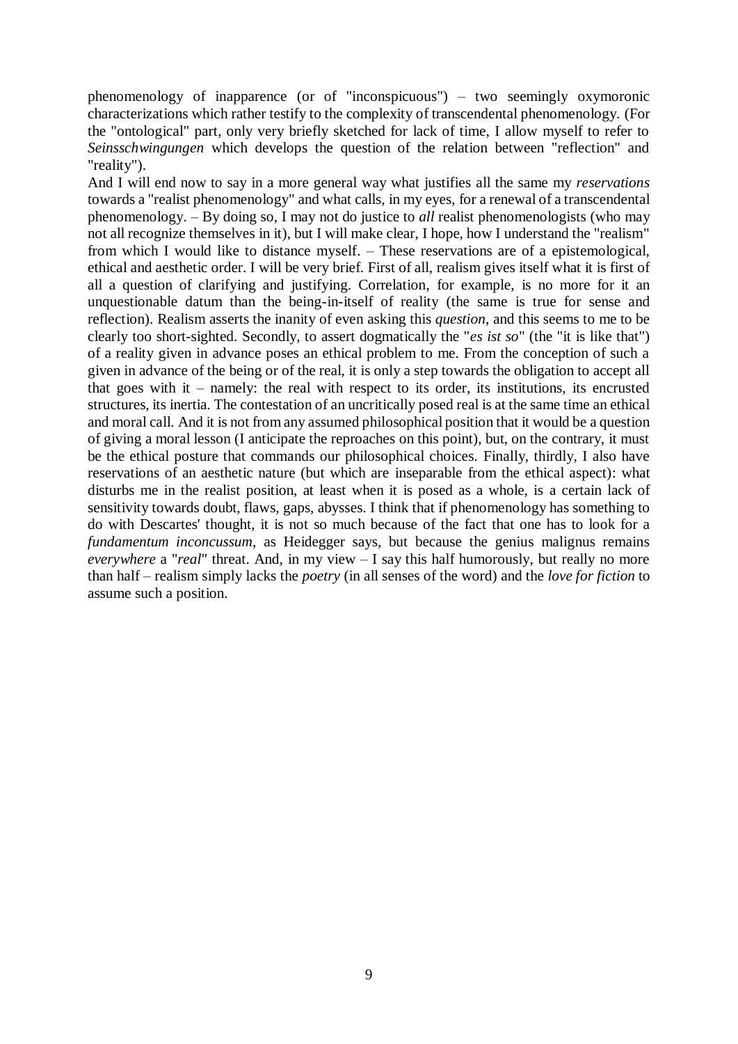phenomenology of inapparence (or of "inconspicuous") – two seemingly oxymoronic characterizations which rather testify to the complexity of transcendental phenomenology. (For the "ontological" part, only very briefly sketched for lack of time, I allow myself to refer to *Seinsschwingungen* which develops the question of the relation between "reflection" and "reality").

And I will end now to say in a more general way what justifies all the same my *reservations* towards a "realist phenomenology" and what calls, in my eyes, for a renewal of a transcendental phenomenology. – By doing so, I may not do justice to *all* realist phenomenologists (who may not all recognize themselves in it), but I will make clear, I hope, how I understand the "realism" from which I would like to distance myself. – These reservations are of a epistemological, ethical and aesthetic order. I will be very brief. First of all, realism gives itself what it is first of all a question of clarifying and justifying. Correlation, for example, is no more for it an unquestionable datum than the being-in-itself of reality (the same is true for sense and reflection). Realism asserts the inanity of even asking this *question*, and this seems to me to be clearly too short-sighted. Secondly, to assert dogmatically the "*es ist so*" (the "it is like that") of a reality given in advance poses an ethical problem to me. From the conception of such a given in advance of the being or of the real, it is only a step towards the obligation to accept all that goes with it – namely: the real with respect to its order, its institutions, its encrusted structures, its inertia. The contestation of an uncritically posed real is at the same time an ethical and moral call. And it is not from any assumed philosophical position that it would be a question of giving a moral lesson (I anticipate the reproaches on this point), but, on the contrary, it must be the ethical posture that commands our philosophical choices. Finally, thirdly, I also have reservations of an aesthetic nature (but which are inseparable from the ethical aspect): what disturbs me in the realist position, at least when it is posed as a whole, is a certain lack of sensitivity towards doubt, flaws, gaps, abysses. I think that if phenomenology has something to do with Descartes' thought, it is not so much because of the fact that one has to look for a *fundamentum inconcussum*, as Heidegger says, but because the genius malignus remains *everywhere* a "*real*" threat. And, in my view – I say this half humorously, but really no more than half – realism simply lacks the *poetry* (in all senses of the word) and the *love for fiction* to assume such a position.